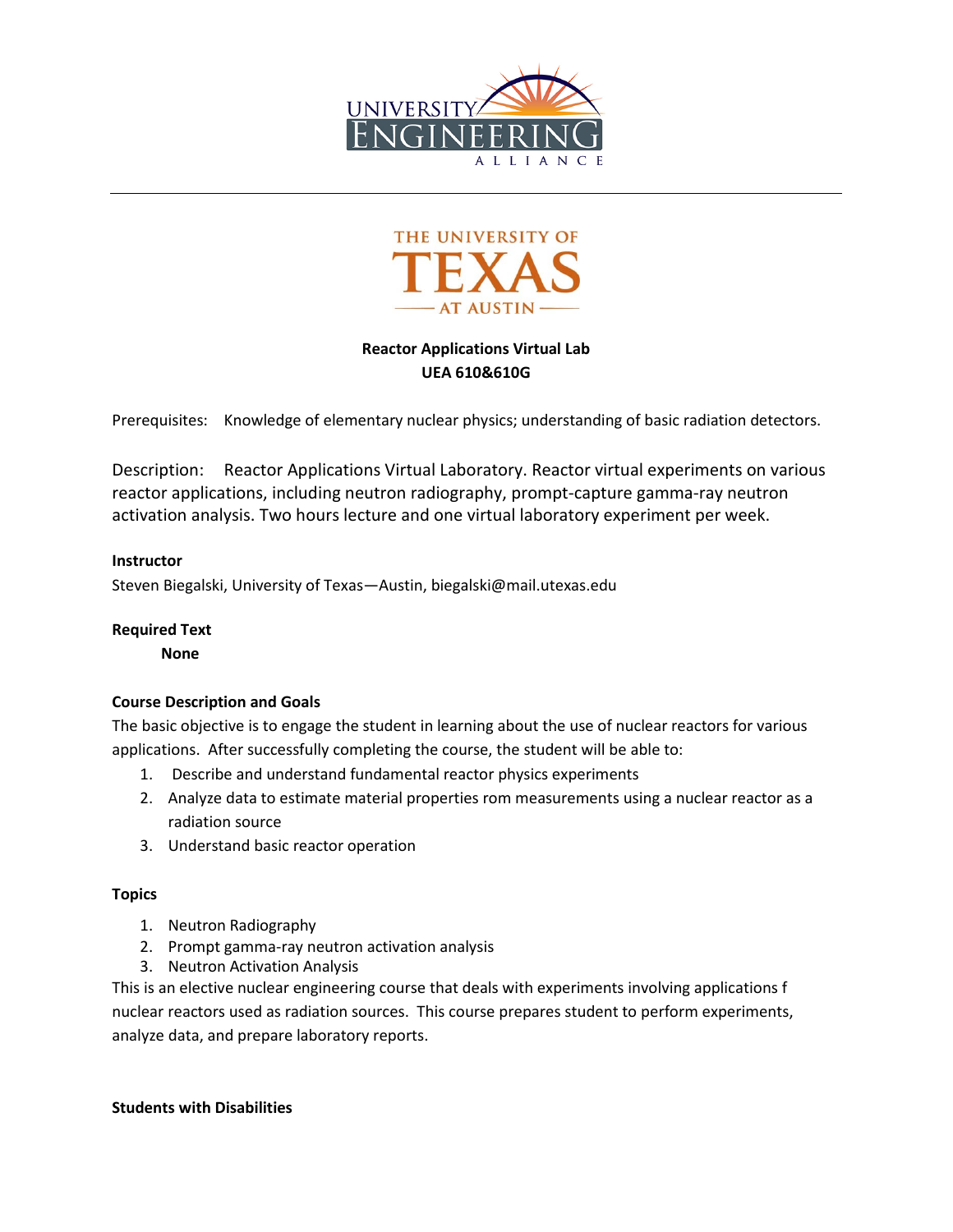UNIVERSITY ENGINEERING ALLIANCE

THE UNIVERSITY OF TEXAS AT AUSTIN

**Reactor Applications Virtual Lab**
**UEA 610&610G**

Prerequisites: Knowledge of elementary nuclear physics; understanding of basic radiation detectors.

Description: Reactor Applications Virtual Laboratory. Reactor virtual experiments on various reactor applications, including neutron radiography, prompt-capture gamma-ray neutron activation analysis. Two hours lecture and one virtual laboratory experiment per week.

**Instructor**

Steven Biegalski, University of Texas—Austin, biegalski@mail.utexas.edu

**Required Text**

**None**

**Course Description and Goals**

The basic objective is to engage the student in learning about the use of nuclear reactors for various applications. After successfully completing the course, the student will be able to:

1. Describe and understand fundamental reactor physics experiments
2. Analyze data to estimate material properties rom measurements using a nuclear reactor as a radiation source
3. Understand basic reactor operation

**Topics**

1. Neutron Radiography
2. Prompt gamma-ray neutron activation analysis
3. Neutron Activation Analysis

This is an elective nuclear engineering course that deals with experiments involving applications f nuclear reactors used as radiation sources. This course prepares student to perform experiments, analyze data, and prepare laboratory reports.

**Students with Disabilities**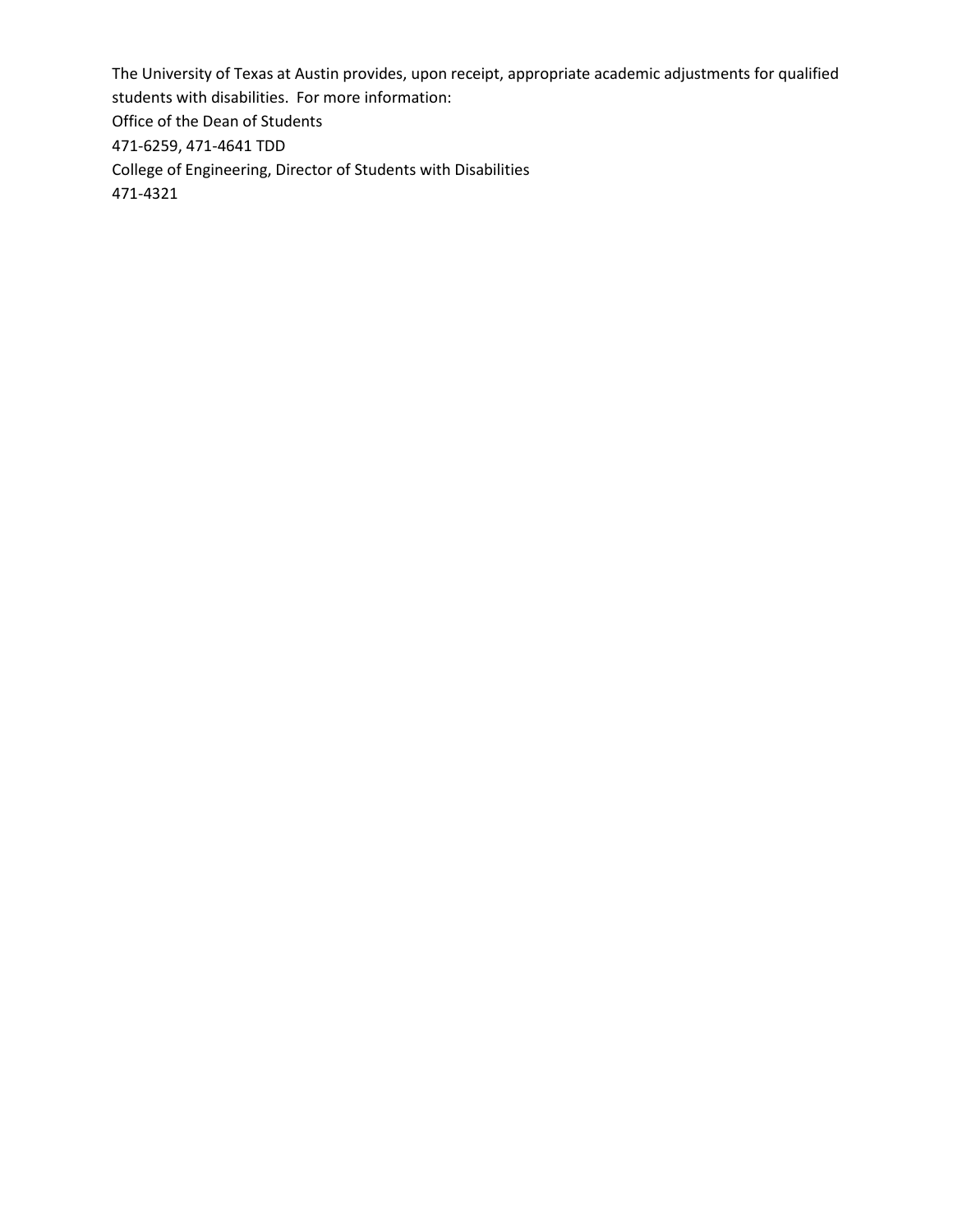The University of Texas at Austin provides, upon receipt, appropriate academic adjustments for qualified students with disabilities. For more information:

Office of the Dean of Students

471-6259, 471-4641 TDD

College of Engineering, Director of Students with Disabilities

471-4321